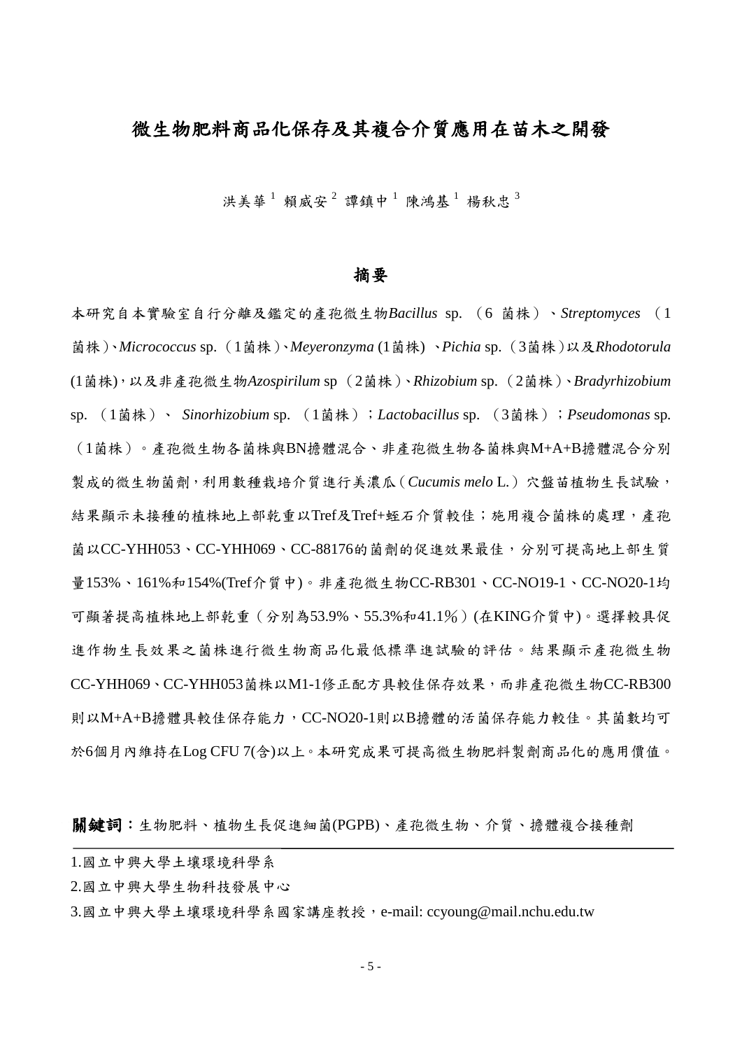# 微生物肥料商品化保存及其複合介質應用在苗木之開發

洪美華[1] 賴威安[2] 譚鎮中[1] 陳鴻基[1] 楊秋忠[3]

## 摘要

本研究自本實驗室自行分離及鑑定的產孢微生物*Bacillus* sp.（6 菌株）、*Streptomyces*（1菌株）、*Micrococcus* sp.（1菌株）、*Meyeronzyma* (1菌株) 、*Pichia* sp.（3菌株）以及*Rhodotorula* (1菌株)，以及非產孢微生物*Azospirilum* sp（2菌株）、*Rhizobium* sp.（2菌株）、*Bradyrhizobium* sp.（1菌株）、 *Sinorhizobium* sp.（1菌株）；*Lactobacillus* sp.（3菌株）；*Pseudomonas* sp.（1菌株）。產孢微生物各菌株與BN擔體混合、非產孢微生物各菌株與M+A+B擔體混合分別製成的微生物菌劑，利用數種栽培介質進行美濃瓜（*Cucumis melo* L.）穴盤苗植物生長試驗，結果顯示未接種的植株地上部乾重以Tref及Tref+蛭石介質較佳；施用複合菌株的處理，產孢菌以CC-YHH053、CC-YHH069、CC-88176的菌劑的促進效果最佳，分別可提高地上部生質量153%、161%和154%(Tref介質中)。非產孢微生物CC-RB301、CC-NO19-1、CC-NO20-1均可顯著提高植株地上部乾重（分別為53.9%、55.3%和41.1％）(在KING介質中)。選擇較具促進作物生長效果之菌株進行微生物商品化最低標準進試驗的評估。結果顯示產孢微生物CC-YHH069、CC-YHH053菌株以M1-1修正配方具較佳保存效果，而非產孢微生物CC-RB300則以M+A+B擔體具較佳保存能力，CC-NO20-1則以B擔體的活菌保存能力較佳。其菌數均可於6個月內維持在Log CFU 7(含)以上。本研究成果可提高微生物肥料製劑商品化的應用價值。

**關鍵詞**：生物肥料、植物生長促進細菌(PGPB)、產孢微生物、介質、擔體複合接種劑

---

1.國立中興大學土壤環境科學系

2.國立中興大學生物科技發展中心

3.國立中興大學土壤環境科學系國家講座教授，e-mail: ccyoung@mail.nchu.edu.tw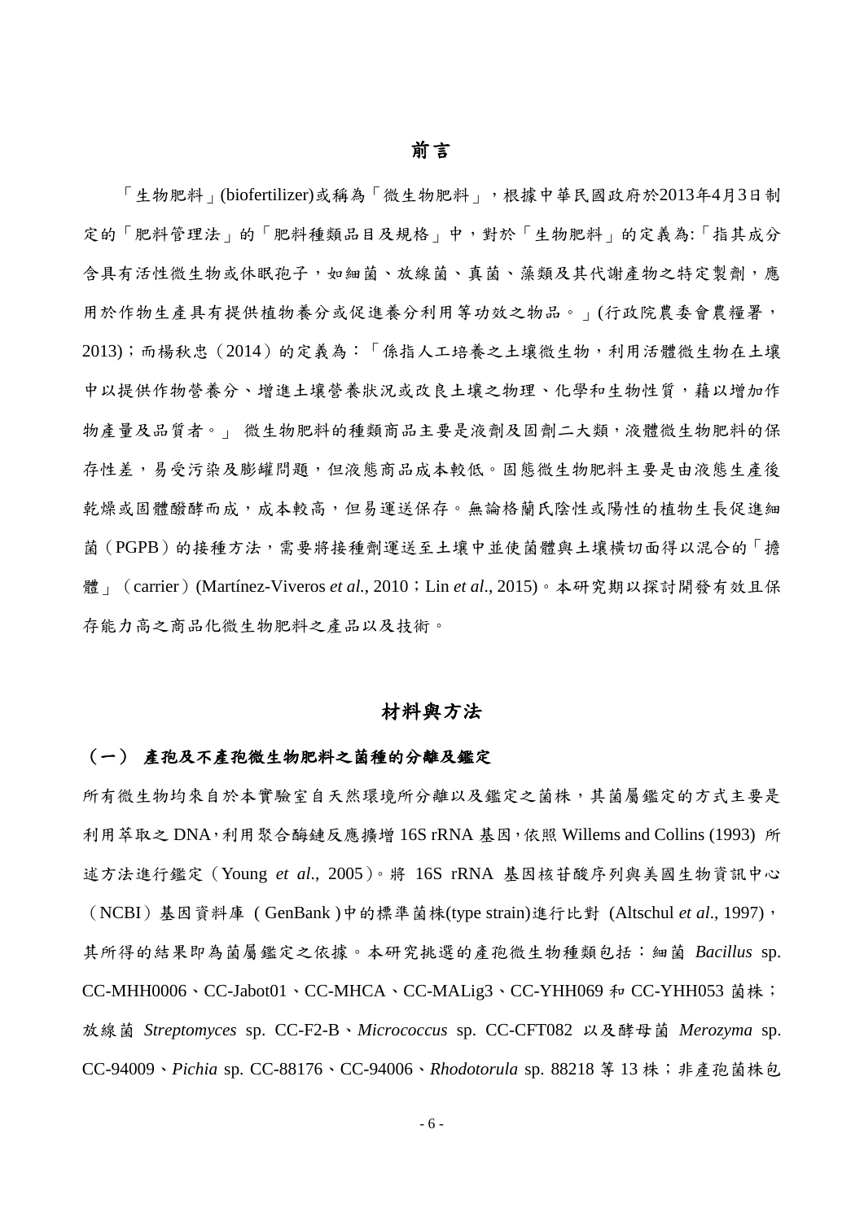# 前言

「生物肥料」(biofertilizer)或稱為「微生物肥料」，根據中華民國政府於2013年4月3日制定的「肥料管理法」的「肥料種類品目及規格」中，對於「生物肥料」的定義為:「指其成分含具有活性微生物或休眠孢子，如細菌、放線菌、真菌、藻類及其代謝產物之特定製劑，應用於作物生產具有提供植物養分或促進養分利用等功效之物品。」(行政院農委會農糧署，2013)；而楊秋忠（2014）的定義為：「係指人工培養之土壤微生物，利用活體微生物在土壤中以提供作物營養分、增進土壤營養狀況或改良土壤之物理、化學和生物性質，藉以增加作物產量及品質者。」 微生物肥料的種類商品主要是液劑及固劑二大類，液體微生物肥料的保存性差，易受污染及膨罐問題，但液態商品成本較低。固態微生物肥料主要是由液態生產後乾燥或固體醱酵而成，成本較高，但易運送保存。無論格蘭氏陰性或陽性的植物生長促進細菌（PGPB）的接種方法，需要將接種劑運送至土壤中並使菌體與土壤橫切面得以混合的「擔體」（carrier）(Martínez-Viveros *et al*., 2010；Lin *et al*., 2015)。本研究期以探討開發有效且保存能力高之商品化微生物肥料之產品以及技術。

# 材料與方法

## （一） 產孢及不產孢微生物肥料之菌種的分離及鑑定

所有微生物均來自於本實驗室自天然環境所分離以及鑑定之菌株，其菌屬鑑定的方式主要是利用萃取之 DNA，利用聚合酶鏈反應擴增 16S rRNA 基因，依照 Willems and Collins (1993) 所述方法進行鑑定（Young *et al*., 2005）。將 16S rRNA 基因核苷酸序列與美國生物資訊中心（NCBI）基因資料庫 ( GenBank )中的標準菌株(type strain)進行比對 (Altschul *et al*., 1997)，其所得的結果即為菌屬鑑定之依據。本研究挑選的產孢微生物種類包括：細菌 *Bacillus* sp. CC-MHH0006、CC-Jabot01、CC-MHCA、CC-MALig3、CC-YHH069 和 CC-YHH053 菌株；放線菌 *Streptomyces* sp. CC-F2-B、*Micrococcus* sp. CC-CFT082 以及酵母菌 *Merozyma* sp. CC-94009、*Pichia* sp. CC-88176、CC-94006、*Rhodotorula* sp. 88218 等 13 株；非產孢菌株包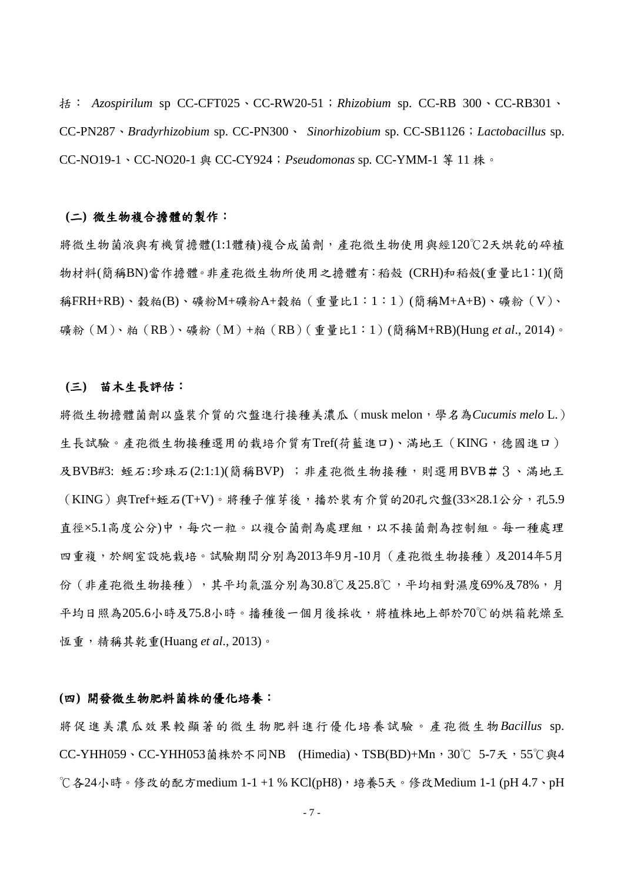括： *Azospirilum* sp CC-CFT025、CC-RW20-51；*Rhizobium* sp. CC-RB 300、CC-RB301、CC-PN287、*Bradyrhizobium* sp. CC-PN300、 *Sinorhizobium* sp. CC-SB1126；*Lactobacillus* sp. CC-NO19-1、CC-NO20-1 與 CC-CY924；*Pseudomonas* sp. CC-YMM-1 等 11 株。

**(二) 微生物複合擔體的製作：**

將微生物菌液與有機質擔體(1:1體積)複合成菌劑，產孢微生物使用與經120℃2天烘乾的碎植物材料(簡稱BN)當作擔體。非產孢微生物所使用之擔體有：稻殼 (CRH)和稻殼(重量比1：1)(簡稱FRH+RB)、穀粕(B)、礦粉M+礦粉A+穀粕（重量比1：1：1）(簡稱M+A+B)、礦粉（V）、礦粉（M）、粕（RB）、礦粉（M）+粕（RB）(重量比1：1) (簡稱M+RB)(Hung *et al*., 2014)。

**(三) 苗木生長評估：**

將微生物擔體菌劑以盛裝介質的穴盤進行接種美濃瓜（musk melon，學名為*Cucumis melo* L.）生長試驗。產孢微生物接種選用的栽培介質有Tref(荷藍進口)、滿地王（KING，德國進口）及BVB#3: 蛭石:珍珠石(2:1:1)(簡稱BVP) ；非產孢微生物接種，則選用BVB＃３、滿地王（KING）與Tref+蛭石(T+V)。將種子催芽後，播於裝有介質的20孔穴盤(33×28.1公分，孔5.9直徑×5.1高度公分)中，每穴一粒。以複合菌劑為處理組，以不接菌劑為控制組。每一種處理四重複，於網室設施栽培。試驗期間分別為2013年9月-10月（產孢微生物接種）及2014年5月份（非產孢微生物接種），其平均氣溫分別為30.8℃及25.8℃，平均相對濕度69%及78%，月平均日照為205.6小時及75.8小時。播種後一個月後採收，將植株地上部於70℃的烘箱乾燥至恆重，精稱其乾重(Huang *et al*., 2013)。

**(四) 開發微生物肥料菌株的優化培養：**

將促進美濃瓜效果較顯著的微生物肥料進行優化培養試驗。產孢微生物*Bacillus* sp. CC-YHH059、CC-YHH053菌株於不同NB (Himedia)、TSB(BD)+Mn，30℃ 5-7天，55℃與4℃各24小時。修改的配方medium 1-1 +1 % KCl(pH8)，培養5天。修改Medium 1-1 (pH 4.7、pH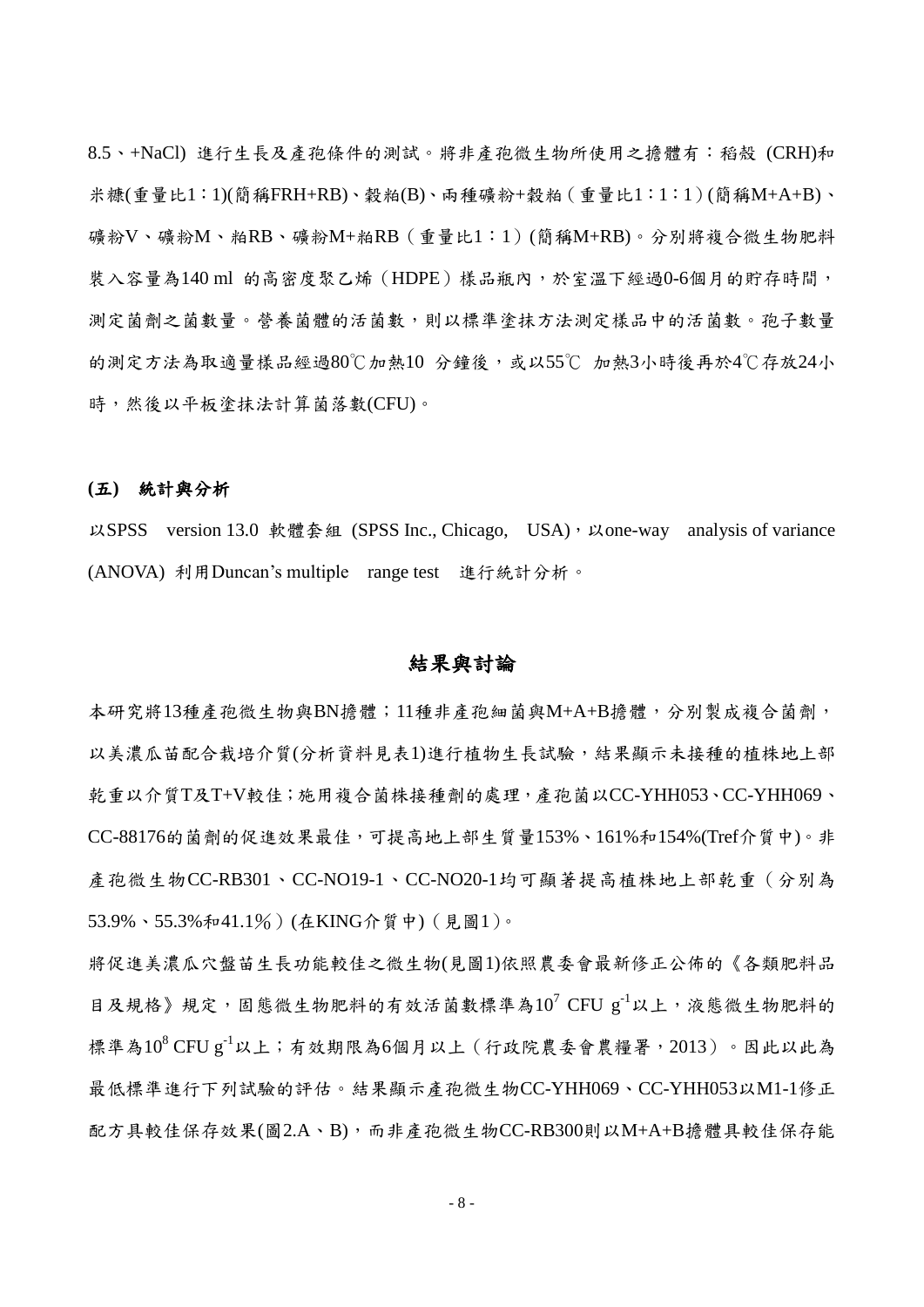8.5、+NaCl) 進行生長及產孢條件的測試。將非產孢微生物所使用之擔體有：稻殼 (CRH)和米糠(重量比1：1)(簡稱FRH+RB)、穀粕(B)、兩種礦粉+穀粕（重量比1：1：1）(簡稱M+A+B)、礦粉V、礦粉M、粕RB、礦粉M+粕RB（重量比1：1）(簡稱M+RB)。分別將複合微生物肥料裝入容量為140 ml 的高密度聚乙烯（HDPE）樣品瓶內，於室溫下經過0-6個月的貯存時間，測定菌劑之菌數量。營養菌體的活菌數，則以標準塗抹方法測定樣品中的活菌數。孢子數量的測定方法為取適量樣品經過80℃加熱10 分鐘後，或以55℃ 加熱3小時後再於4℃存放24小時，然後以平板塗抹法計算菌落數(CFU)。

### (五) 統計與分析

以SPSS version 13.0 軟體套組 (SPSS Inc., Chicago, USA)，以one-way analysis of variance (ANOVA) 利用Duncan's multiple range test 進行統計分析。

## 結果與討論

本研究將13種產孢微生物與BN擔體；11種非產孢細菌與M+A+B擔體，分別製成複合菌劑，以美濃瓜苗配合栽培介質(分析資料見表1)進行植物生長試驗，結果顯示未接種的植株地上部乾重以介質T及T+V較佳；施用複合菌株接種劑的處理，產孢菌以CC-YHH053、CC-YHH069、CC-88176的菌劑的促進效果最佳，可提高地上部生質量153%、161%和154%(Tref介質中)。非產孢微生物CC-RB301、CC-NO19-1、CC-NO20-1均可顯著提高植株地上部乾重（分別為53.9%、55.3%和41.1%）(在KING介質中)（見圖1）。

將促進美濃瓜穴盤苗生長功能較佳之微生物(見圖1)依照農委會最新修正公佈的《各類肥料品目及規格》規定，固態微生物肥料的有效活菌數標準為$10^7$ CFU $g^{-1}$以上，液態微生物肥料的標準為$10^8$ CFU $g^{-1}$以上；有效期限為6個月以上（行政院農委會農糧署，2013）。因此以此為最低標準進行下列試驗的評估。結果顯示產孢微生物CC-YHH069、CC-YHH053以M1-1修正配方具較佳保存效果(圖2.A、B)，而非產孢微生物CC-RB300則以M+A+B擔體具較佳保存能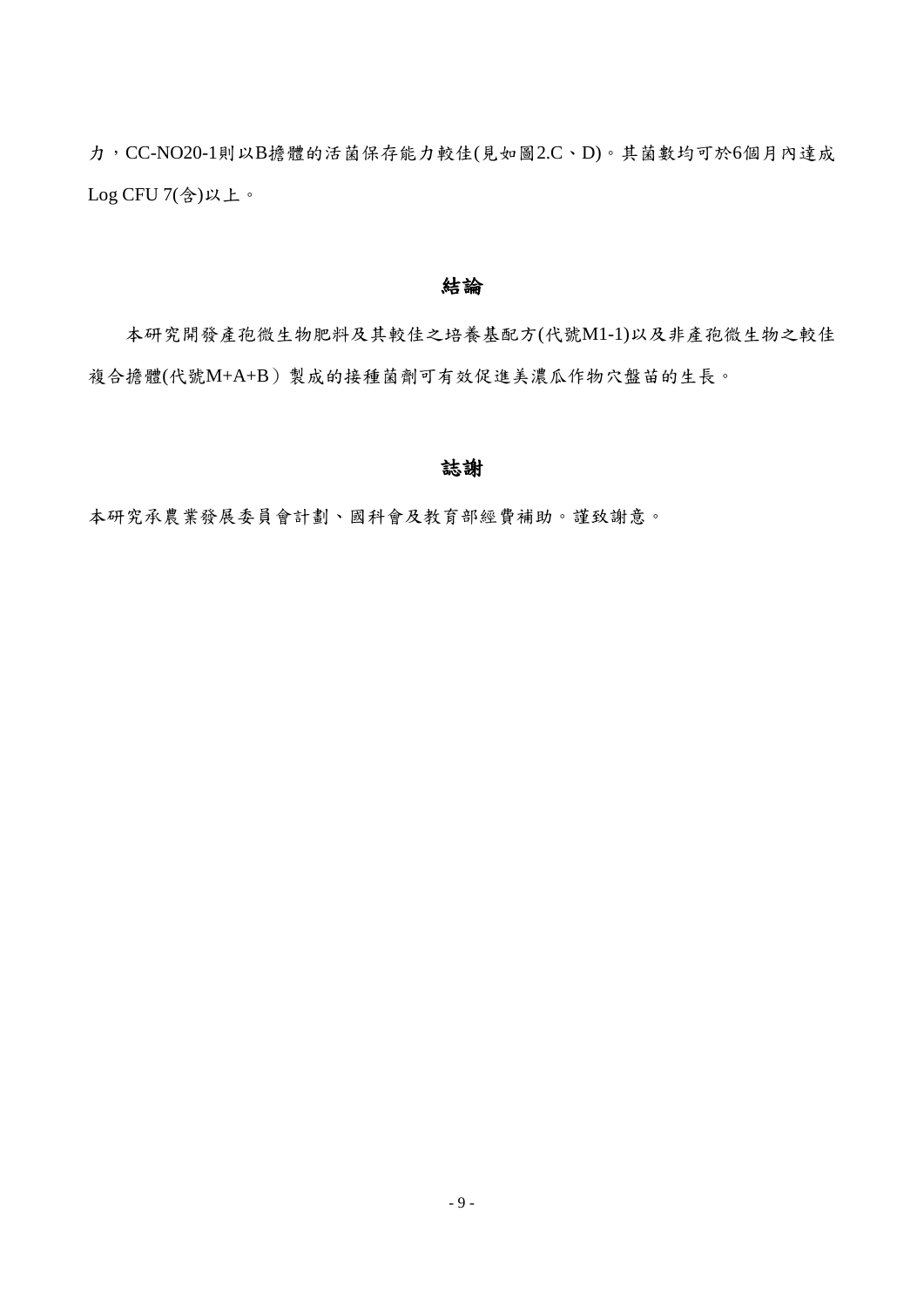力，CC-NO20-1則以B擔體的活菌保存能力較佳(見如圖2.C、D)。其菌數均可於6個月內達成Log CFU 7(含)以上。

## 結論

本研究開發產孢微生物肥料及其較佳之培養基配方(代號M1-1)以及非產孢微生物之較佳複合擔體(代號M+A+B）製成的接種菌劑可有效促進美濃瓜作物穴盤苗的生長。

## 誌謝

本研究承農業發展委員會計劃、國科會及教育部經費補助。謹致謝意。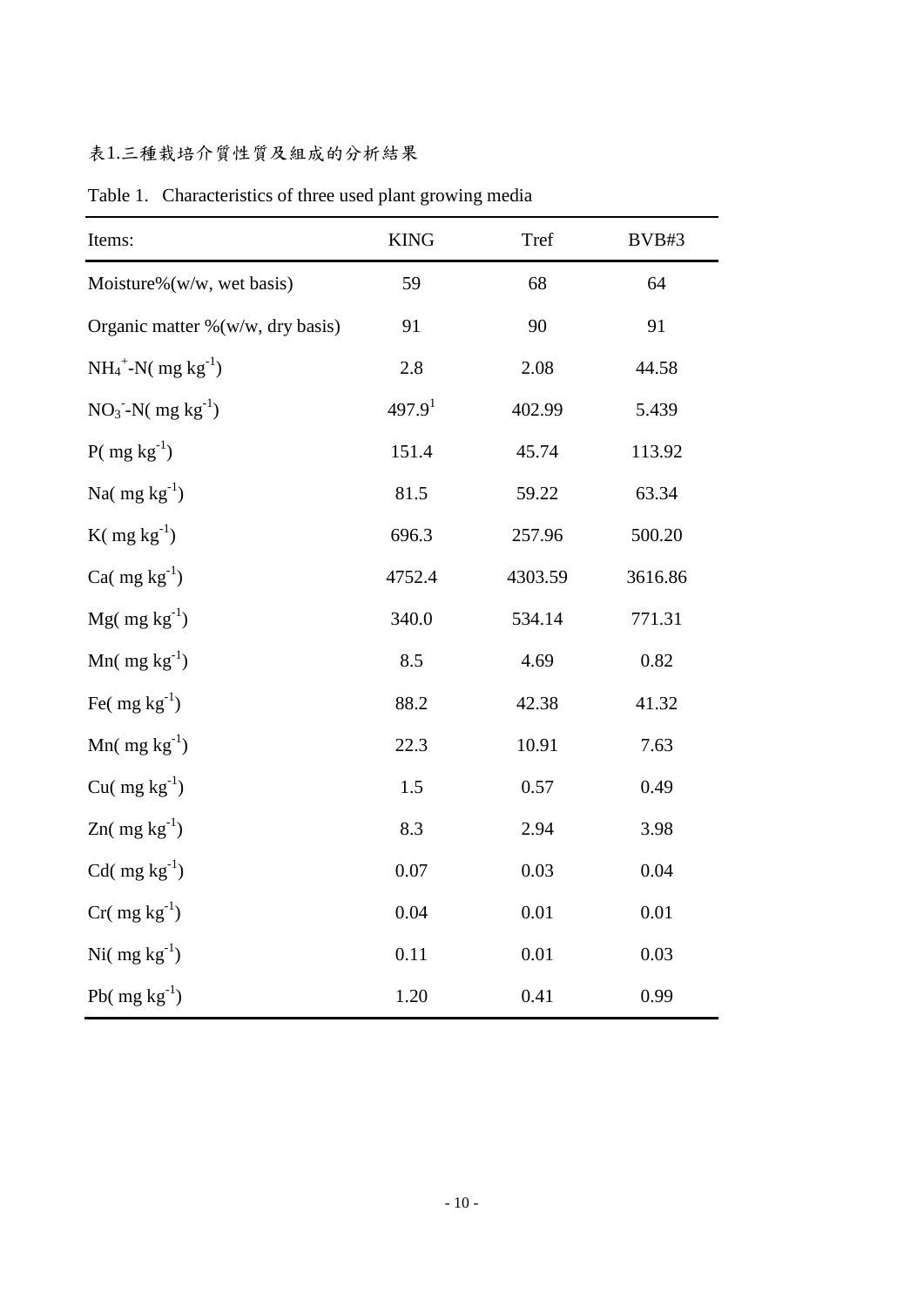表1.三種栽培介質性質及組成的分析結果

Table 1. Characteristics of three used plant growing media

| Items: | KING | Tref | BVB#3 |
|---|---|---|---|
| Moisture%(w/w, wet basis) | 59 | 68 | 64 |
| Organic matter %(w/w, dry basis) | 91 | 90 | 91 |
| $NH_4^+$-N( mg $kg^{-1}$) | 2.8 | 2.08 | 44.58 |
| $NO_3^-$-N( mg $kg^{-1}$) | 497.9[1] | 402.99 | 5.439 |
| P( mg $kg^{-1}$) | 151.4 | 45.74 | 113.92 |
| Na( mg $kg^{-1}$) | 81.5 | 59.22 | 63.34 |
| K( mg $kg^{-1}$) | 696.3 | 257.96 | 500.20 |
| Ca( mg $kg^{-1}$) | 4752.4 | 4303.59 | 3616.86 |
| Mg( mg $kg^{-1}$) | 340.0 | 534.14 | 771.31 |
| Mn( mg $kg^{-1}$) | 8.5 | 4.69 | 0.82 |
| Fe( mg $kg^{-1}$) | 88.2 | 42.38 | 41.32 |
| Mn( mg $kg^{-1}$) | 22.3 | 10.91 | 7.63 |
| Cu( mg $kg^{-1}$) | 1.5 | 0.57 | 0.49 |
| Zn( mg $kg^{-1}$) | 8.3 | 2.94 | 3.98 |
| Cd( mg $kg^{-1}$) | 0.07 | 0.03 | 0.04 |
| Cr( mg $kg^{-1}$) | 0.04 | 0.01 | 0.01 |
| Ni( mg $kg^{-1}$) | 0.11 | 0.01 | 0.03 |
| Pb( mg $kg^{-1}$) | 1.20 | 0.41 | 0.99 |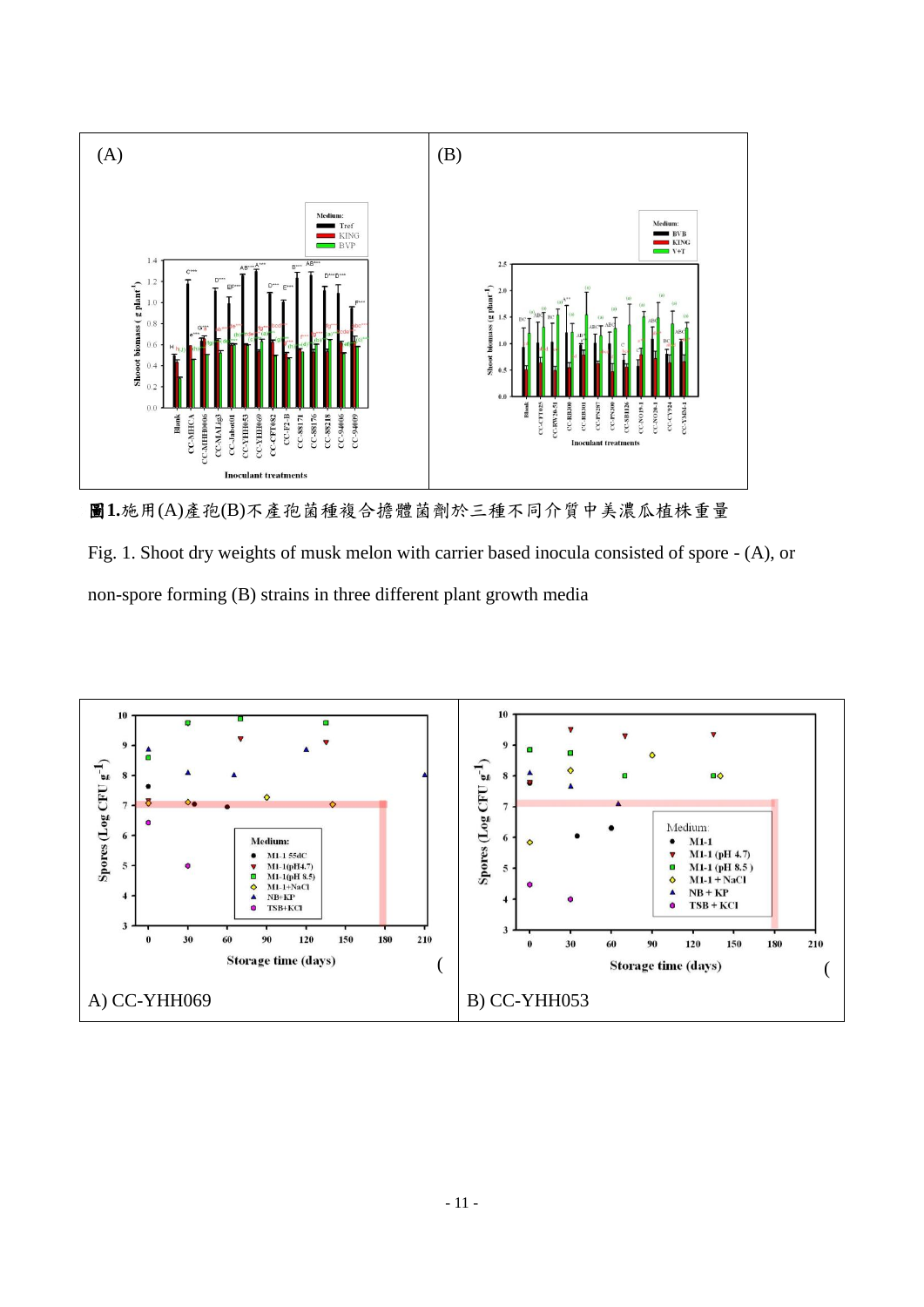**圖1.**施用(A)產孢(B)不產孢菌種複合擔體菌劑於三種不同介質中美濃瓜植株重量

Fig. 1. Shoot dry weights of musk melon with carrier based inocula consisted of spore - (A), or non-spore forming (B) strains in three different plant growth media

A) CC-YHH069

B) CC-YHH053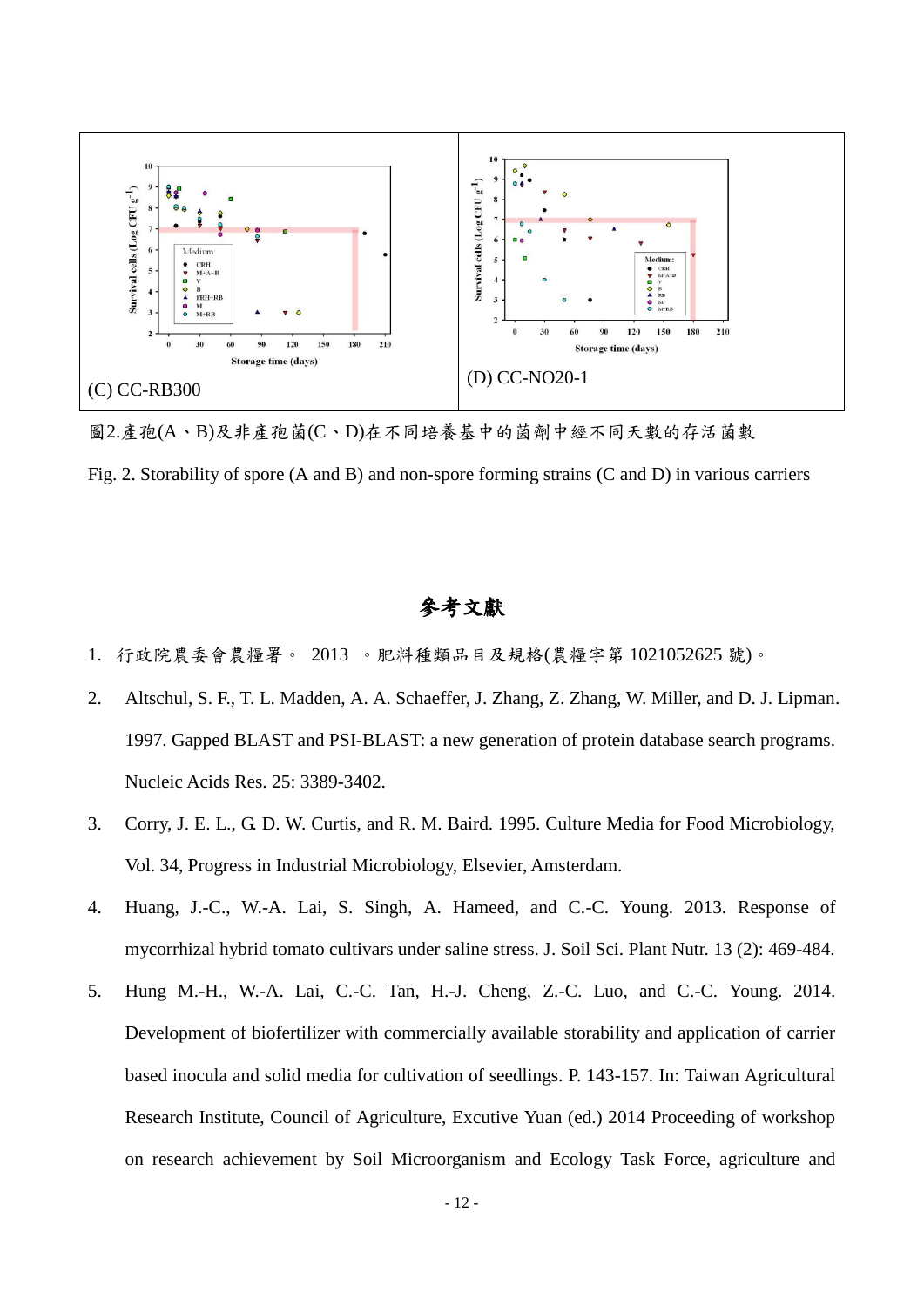(C) CC-RB300

(D) CC-NO20-1

圖2.產孢(A、B)及非產孢菌(C、D)在不同培養基中的菌劑中經不同天數的存活菌數

Fig. 2. Storability of spore (A and B) and non-spore forming strains (C and D) in various carriers

## 參考文獻

1. 行政院農委會農糧署。 2013 。肥料種類品目及規格(農糧字第 1021052625 號)。
2. Altschul, S. F., T. L. Madden, A. A. Schaeffer, J. Zhang, Z. Zhang, W. Miller, and D. J. Lipman. 1997. Gapped BLAST and PSI-BLAST: a new generation of protein database search programs. Nucleic Acids Res. 25: 3389-3402.
3. Corry, J. E. L., G. D. W. Curtis, and R. M. Baird. 1995. Culture Media for Food Microbiology, Vol. 34, Progress in Industrial Microbiology, Elsevier, Amsterdam.
4. Huang, J.-C., W.-A. Lai, S. Singh, A. Hameed, and C.-C. Young. 2013. Response of mycorrhizal hybrid tomato cultivars under saline stress. J. Soil Sci. Plant Nutr. 13 (2): 469-484.
5. Hung M.-H., W.-A. Lai, C.-C. Tan, H.-J. Cheng, Z.-C. Luo, and C.-C. Young. 2014. Development of biofertilizer with commercially available storability and application of carrier based inocula and solid media for cultivation of seedlings. P. 143-157. In: Taiwan Agricultural Research Institute, Council of Agriculture, Excutive Yuan (ed.) 2014 Proceeding of workshop on research achievement by Soil Microorganism and Ecology Task Force, agriculture and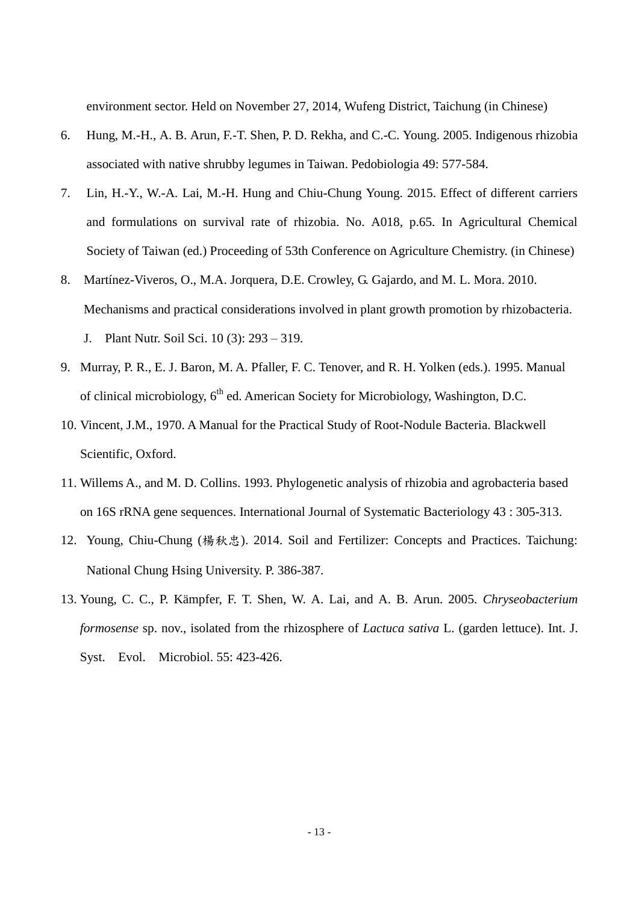environment sector. Held on November 27, 2014, Wufeng District, Taichung (in Chinese)

6. Hung, M.-H., A. B. Arun, F.-T. Shen, P. D. Rekha, and C.-C. Young. 2005. Indigenous rhizobia associated with native shrubby legumes in Taiwan. Pedobiologia 49: 577-584.
7. Lin, H.-Y., W.-A. Lai, M.-H. Hung and Chiu-Chung Young. 2015. Effect of different carriers and formulations on survival rate of rhizobia. No. A018, p.65. In Agricultural Chemical Society of Taiwan (ed.) Proceeding of 53th Conference on Agriculture Chemistry. (in Chinese)
8. Martínez-Viveros, O., M.A. Jorquera, D.E. Crowley, G. Gajardo, and M. L. Mora. 2010. Mechanisms and practical considerations involved in plant growth promotion by rhizobacteria. J. Plant Nutr. Soil Sci. 10 (3): 293 – 319.
9. Murray, P. R., E. J. Baron, M. A. Pfaller, F. C. Tenover, and R. H. Yolken (eds.). 1995. Manual of clinical microbiology, $6^{th}$ ed. American Society for Microbiology, Washington, D.C.
10. Vincent, J.M., 1970. A Manual for the Practical Study of Root-Nodule Bacteria. Blackwell Scientific, Oxford.
11. Willems A., and M. D. Collins. 1993. Phylogenetic analysis of rhizobia and agrobacteria based on 16S rRNA gene sequences. International Journal of Systematic Bacteriology 43 : 305-313.
12. Young, Chiu-Chung (楊秋忠). 2014. Soil and Fertilizer: Concepts and Practices. Taichung: National Chung Hsing University. P. 386-387.
13. Young, C. C., P. Kämpfer, F. T. Shen, W. A. Lai, and A. B. Arun. 2005. *Chryseobacterium formosense* sp. nov., isolated from the rhizosphere of *Lactuca sativa* L. (garden lettuce). Int. J. Syst. Evol. Microbiol. 55: 423-426.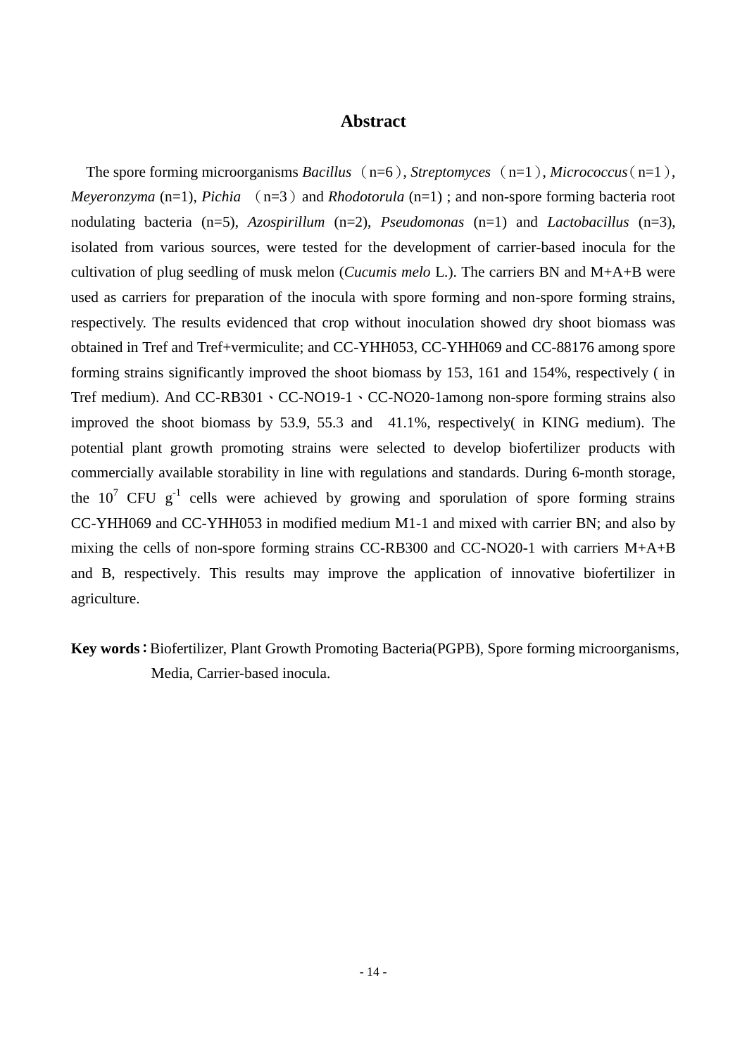# Abstract

The spore forming microorganisms *Bacillus*（n=6）, *Streptomyces*（n=1）, *Micrococcus*（n=1）, *Meyeronzyma* (n=1), *Pichia* （n=3）and *Rhodotorula* (n=1) ; and non-spore forming bacteria root nodulating bacteria (n=5), *Azospirillum* (n=2), *Pseudomonas* (n=1) and *Lactobacillus* (n=3), isolated from various sources, were tested for the development of carrier-based inocula for the cultivation of plug seedling of musk melon (*Cucumis melo* L.). The carriers BN and M+A+B were used as carriers for preparation of the inocula with spore forming and non-spore forming strains, respectively. The results evidenced that crop without inoculation showed dry shoot biomass was obtained in Tref and Tref+vermiculite; and CC-YHH053, CC-YHH069 and CC-88176 among spore forming strains significantly improved the shoot biomass by 153, 161 and 154%, respectively ( in Tref medium). And CC-RB301、CC-NO19-1、CC-NO20-1among non-spore forming strains also improved the shoot biomass by 53.9, 55.3 and  41.1%, respectively( in KING medium). The potential plant growth promoting strains were selected to develop biofertilizer products with commercially available storability in line with regulations and standards. During 6-month storage, the $10^7$ CFU $g^{-1}$ cells were achieved by growing and sporulation of spore forming strains CC-YHH069 and CC-YHH053 in modified medium M1-1 and mixed with carrier BN; and also by mixing the cells of non-spore forming strains CC-RB300 and CC-NO20-1 with carriers M+A+B and B, respectively. This results may improve the application of innovative biofertilizer in agriculture.

**Key words：** Biofertilizer, Plant Growth Promoting Bacteria(PGPB), Spore forming microorganisms, Media, Carrier-based inocula.